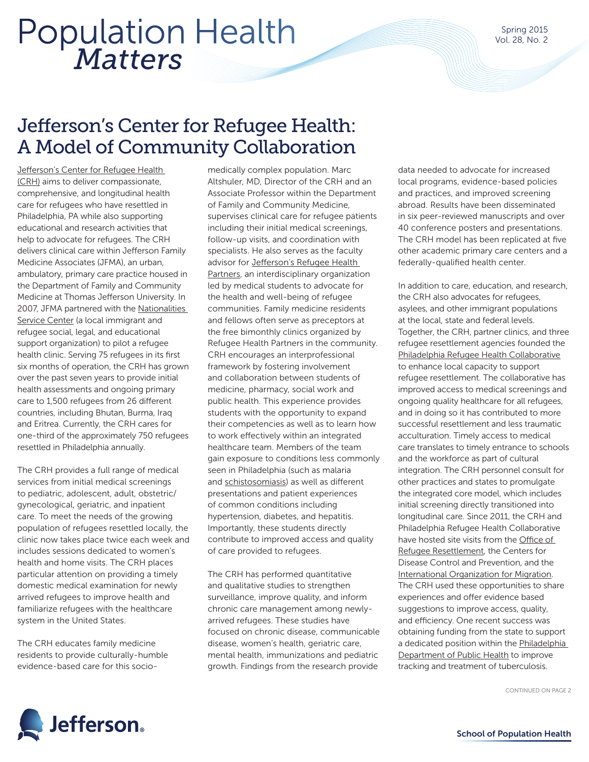# Jefferson's Center for Refugee Health: A Model of Community Collaboration

Jefferson's Center for Refugee Health (CRH) aims to deliver compassionate, comprehensive, and longitudinal health care for refugees who have resettled in Philadelphia, PA while also supporting educational and research activities that help to advocate for refugees. The CRH delivers clinical care within Jefferson Family Medicine Associates (JFMA), an urban, ambulatory, primary care practice housed in the Department of Family and Community Medicine at Thomas Jefferson University. In 2007, JFMA partnered with the Nationalities Service Center (a local immigrant and refugee social, legal, and educational support organization) to pilot a refugee health clinic. Serving 75 refugees in its first six months of operation, the CRH has grown over the past seven years to provide initial health assessments and ongoing primary care to 1,500 refugees from 26 different countries, including Bhutan, Burma, Iraq and Eritrea. Currently, the CRH cares for one-third of the approximately 750 refugees resettled in Philadelphia annually.

The CRH provides a full range of medical services from initial medical screenings to pediatric, adolescent, adult, obstetric/gynecological, geriatric, and inpatient care. To meet the needs of the growing population of refugees resettled locally, the clinic now takes place twice each week and includes sessions dedicated to women's health and home visits. The CRH places particular attention on providing a timely domestic medical examination for newly arrived refugees to improve health and familiarize refugees with the healthcare system in the United States.

The CRH educates family medicine residents to provide culturally-humble evidence-based care for this socio-medically complex population. Marc Altshuler, MD, Director of the CRH and an Associate Professor within the Department of Family and Community Medicine, supervises clinical care for refugee patients including their initial medical screenings, follow-up visits, and coordination with specialists. He also serves as the faculty advisor for Jefferson's Refugee Health Partners, an interdisciplinary organization led by medical students to advocate for the health and well-being of refugee communities. Family medicine residents and fellows often serve as preceptors at the free bimonthly clinics organized by Refugee Health Partners in the community. CRH encourages an interprofessional framework by fostering involvement and collaboration between students of medicine, pharmacy, social work and public health. This experience provides students with the opportunity to expand their competencies as well as to learn how to work effectively within an integrated healthcare team. Members of the team gain exposure to conditions less commonly seen in Philadelphia (such as malaria and schistosomiasis) as well as different presentations and patient experiences of common conditions including hypertension, diabetes, and hepatitis. Importantly, these students directly contribute to improved access and quality of care provided to refugees.

The CRH has performed quantitative and qualitative studies to strengthen surveillance, improve quality, and inform chronic care management among newly-arrived refugees. These studies have focused on chronic disease, communicable disease, women's health, geriatric care, mental health, immunizations and pediatric growth. Findings from the research provide data needed to advocate for increased local programs, evidence-based policies and practices, and improved screening abroad. Results have been disseminated in six peer-reviewed manuscripts and over 40 conference posters and presentations. The CRH model has been replicated at five other academic primary care centers and a federally-qualified health center.

In addition to care, education, and research, the CRH also advocates for refugees, asylees, and other immigrant populations at the local, state and federal levels. Together, the CRH, partner clinics, and three refugee resettlement agencies founded the Philadelphia Refugee Health Collaborative to enhance local capacity to support refugee resettlement. The collaborative has improved access to medical screenings and ongoing quality healthcare for all refugees, and in doing so it has contributed to more successful resettlement and less traumatic acculturation. Timely access to medical care translates to timely entrance to schools and the workforce as part of cultural integration. The CRH personnel consult for other practices and states to promulgate the integrated core model, which includes initial screening directly transitioned into longitudinal care. Since 2011, the CRH and Philadelphia Refugee Health Collaborative have hosted site visits from the Office of Refugee Resettlement, the Centers for Disease Control and Prevention, and the International Organization for Migration. The CRH used these opportunities to share experiences and offer evidence based suggestions to improve access, quality, and efficiency. One recent success was obtaining funding from the state to support a dedicated position within the Philadelphia Department of Public Health to improve tracking and treatment of tuberculosis.

CONTINUED ON PAGE 2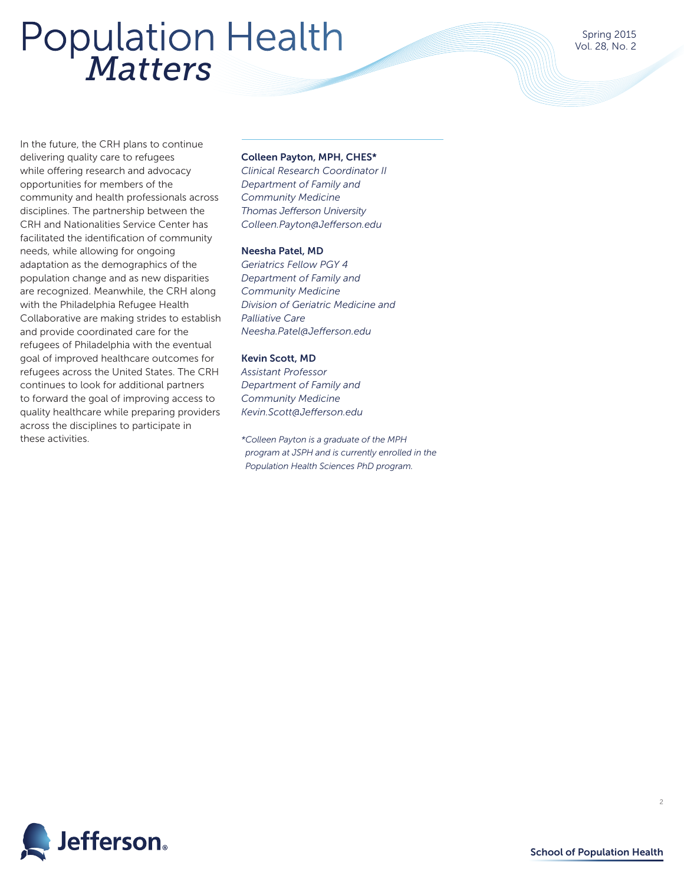In the future, the CRH plans to continue delivering quality care to refugees while offering research and advocacy opportunities for members of the community and health professionals across disciplines. The partnership between the CRH and Nationalities Service Center has facilitated the identification of community needs, while allowing for ongoing adaptation as the demographics of the population change and as new disparities are recognized. Meanwhile, the CRH along with the Philadelphia Refugee Health Collaborative are making strides to establish and provide coordinated care for the refugees of Philadelphia with the eventual goal of improved healthcare outcomes for refugees across the United States. The CRH continues to look for additional partners to forward the goal of improving access to quality healthcare while preparing providers across the disciplines to participate in these activities.

**Colleen Payton, MPH, CHES***
*Clinical Research Coordinator II*
*Department of Family and Community Medicine*
*Thomas Jefferson University*
*Colleen.Payton@Jefferson.edu*

**Neesha Patel, MD**
*Geriatrics Fellow PGY 4*
*Department of Family and Community Medicine*
*Division of Geriatric Medicine and Palliative Care*
*Neesha.Patel@Jefferson.edu*

**Kevin Scott, MD**
*Assistant Professor*
*Department of Family and Community Medicine*
*Kevin.Scott@Jefferson.edu*

*\*Colleen Payton is a graduate of the MPH program at JSPH and is currently enrolled in the Population Health Sciences PhD program.*